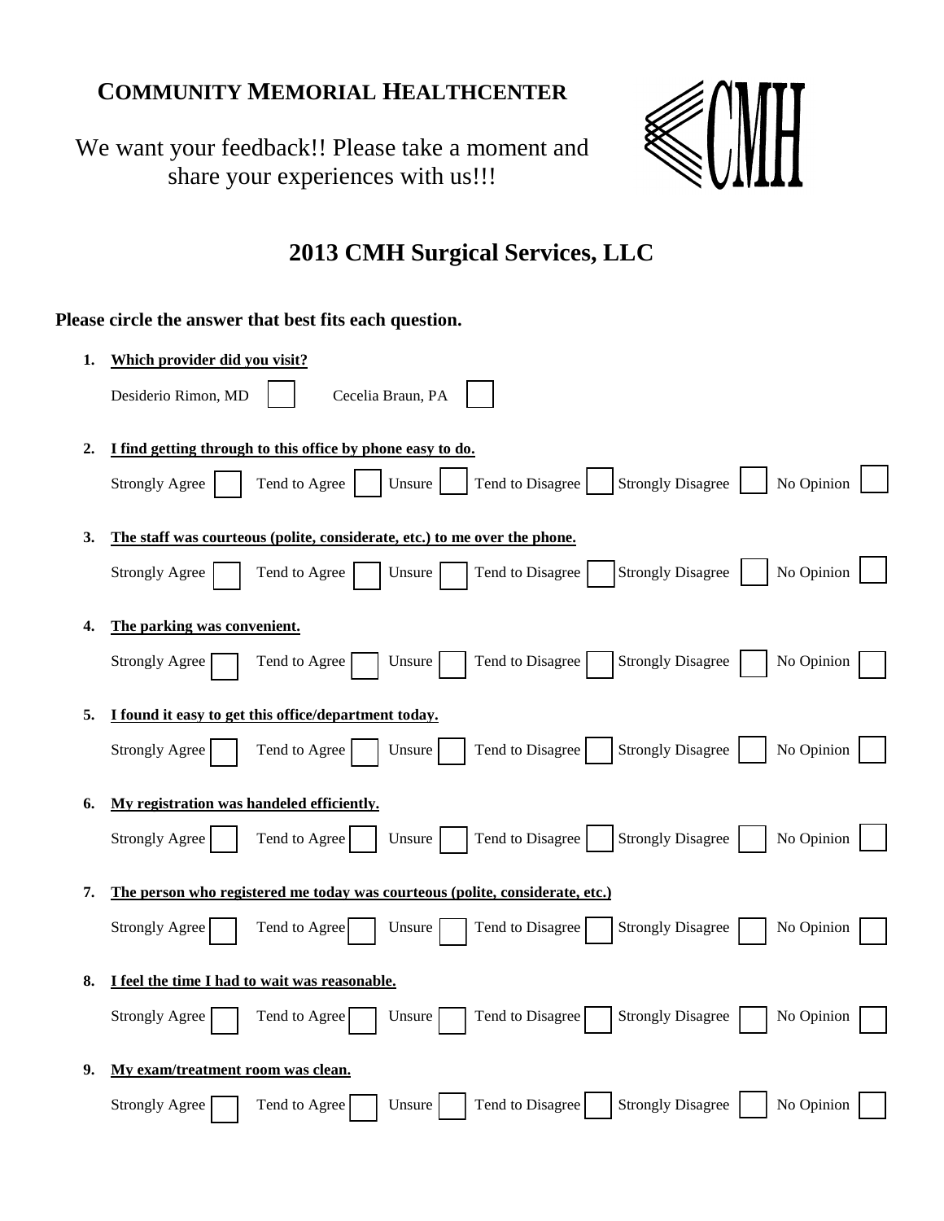# COMMUNITY MEMORIAL HEALTHCENTER

We want your feedback!! Please take a moment and share your experiences with us!!!

CMH

## 2013 CMH Surgical Services, LLC

**Please circle the answer that best fits each question.**

1. **Which provider did you visit?**

   Desiderio Rimon, MD ☐ Cecelia Braun, PA ☐

2. **I find getting through to this office by phone easy to do.**

   Strongly Agree ☐ Tend to Agree ☐ Unsure ☐ Tend to Disagree ☐ Strongly Disagree ☐ No Opinion ☐

3. **The staff was courteous (polite, considerate, etc.) to me over the phone.**

   Strongly Agree ☐ Tend to Agree ☐ Unsure ☐ Tend to Disagree ☐ Strongly Disagree ☐ No Opinion ☐

4. **The parking was convenient.**

   Strongly Agree ☐ Tend to Agree ☐ Unsure ☐ Tend to Disagree ☐ Strongly Disagree ☐ No Opinion ☐

5. **I found it easy to get this office/department today.**

   Strongly Agree ☐ Tend to Agree ☐ Unsure ☐ Tend to Disagree ☐ Strongly Disagree ☐ No Opinion ☐

6. **My registration was handeled efficiently.**

   Strongly Agree ☐ Tend to Agree ☐ Unsure ☐ Tend to Disagree ☐ Strongly Disagree ☐ No Opinion ☐

7. **The person who registered me today was courteous (polite, considerate, etc.)**

   Strongly Agree ☐ Tend to Agree ☐ Unsure ☐ Tend to Disagree ☐ Strongly Disagree ☐ No Opinion ☐

8. **I feel the time I had to wait was reasonable.**

   Strongly Agree ☐ Tend to Agree ☐ Unsure ☐ Tend to Disagree ☐ Strongly Disagree ☐ No Opinion ☐

9. **My exam/treatment room was clean.**

   Strongly Agree ☐ Tend to Agree ☐ Unsure ☐ Tend to Disagree ☐ Strongly Disagree ☐ No Opinion ☐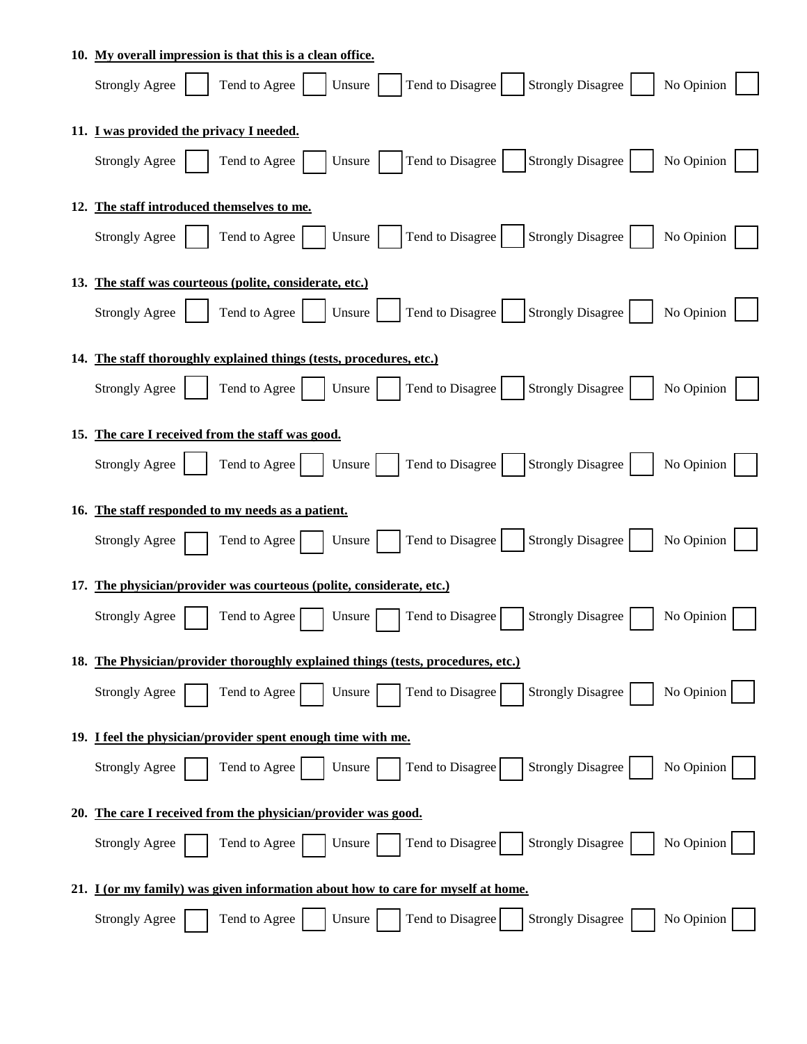10. **<u>My overall impression is that this is a clean office.</u>**

    Strongly Agree ☐ Tend to Agree ☐ Unsure ☐ Tend to Disagree ☐ Strongly Disagree ☐ No Opinion ☐

11. **<u>I was provided the privacy I needed.</u>**

    Strongly Agree ☐ Tend to Agree ☐ Unsure ☐ Tend to Disagree ☐ Strongly Disagree ☐ No Opinion ☐

12. **<u>The staff introduced themselves to me.</u>**

    Strongly Agree ☐ Tend to Agree ☐ Unsure ☐ Tend to Disagree ☐ Strongly Disagree ☐ No Opinion ☐

13. **<u>The staff was courteous (polite, considerate, etc.)</u>**

    Strongly Agree ☐ Tend to Agree ☐ Unsure ☐ Tend to Disagree ☐ Strongly Disagree ☐ No Opinion ☐

14. **<u>The staff thoroughly explained things (tests, procedures, etc.)</u>**

    Strongly Agree ☐ Tend to Agree ☐ Unsure ☐ Tend to Disagree ☐ Strongly Disagree ☐ No Opinion ☐

15. **<u>The care I received from the staff was good.</u>**

    Strongly Agree ☐ Tend to Agree ☐ Unsure ☐ Tend to Disagree ☐ Strongly Disagree ☐ No Opinion ☐

16. **<u>The staff responded to my needs as a patient.</u>**

    Strongly Agree ☐ Tend to Agree ☐ Unsure ☐ Tend to Disagree ☐ Strongly Disagree ☐ No Opinion ☐

17. **<u>The physician/provider was courteous (polite, considerate, etc.)</u>**

    Strongly Agree ☐ Tend to Agree ☐ Unsure ☐ Tend to Disagree ☐ Strongly Disagree ☐ No Opinion ☐

18. **<u>The Physician/provider thoroughly explained things (tests, procedures, etc.)</u>**

    Strongly Agree ☐ Tend to Agree ☐ Unsure ☐ Tend to Disagree ☐ Strongly Disagree ☐ No Opinion ☐

19. **<u>I feel the physician/provider spent enough time with me.</u>**

    Strongly Agree ☐ Tend to Agree ☐ Unsure ☐ Tend to Disagree ☐ Strongly Disagree ☐ No Opinion ☐

20. **<u>The care I received from the physician/provider was good.</u>**

    Strongly Agree ☐ Tend to Agree ☐ Unsure ☐ Tend to Disagree ☐ Strongly Disagree ☐ No Opinion ☐

21. **<u>I (or my family) was given information about how to care for myself at home.</u>**

    Strongly Agree ☐ Tend to Agree ☐ Unsure ☐ Tend to Disagree ☐ Strongly Disagree ☐ No Opinion ☐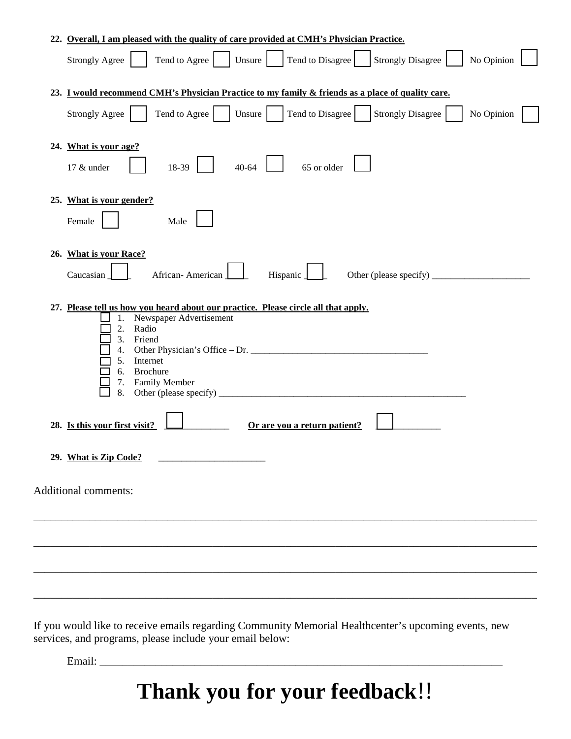22. **Overall, I am pleased with the quality of care provided at CMH's Physician Practice.**

    Strong Agree ☐ Tend to Agree ☐ Unsure ☐ Tend to Disagree ☐ Strongly Disagree ☐ No Opinion ☐

23. **I would recommend CMH's Physician Practice to my family & friends as a place of quality care.**

    Strongly Agree ☐ Tend to Agree ☐ Unsure ☐ Tend to Disagree ☐ Strongly Disagree ☐ No Opinion ☐

24. **What is your age?**

    17 & under ☐ 18-39 ☐ 40-64 ☐ 65 or older ☐

25. **What is your gender?**

    Female ☐ Male ☐

26. **What is your Race?**

    Caucasian ☐ African- American ☐ Hispanic ☐ Other (please specify) ____________________

27. **Please tell us how you heard about our practice. Please circle all that apply.**

    ☐ 1. Newspaper Advertisement
    ☐ 2. Radio
    ☐ 3. Friend
    ☐ 4. Other Physician's Office – Dr. ____________________________________
    ☐ 5. Internet
    ☐ 6. Brochure
    ☐ 7. Family Member
    ☐ 8. Other (please specify) ____________________________________________________

28. **Is this your first visit?** ☐ **Or are you a return patient?** ☐

29. **What is Zip Code?** ______________________

Additional comments:

_____________________________________________________________________________________

_____________________________________________________________________________________

_____________________________________________________________________________________

_____________________________________________________________________________________

If you would like to receive emails regarding Community Memorial Healthcenter's upcoming events, new services, and programs, please include your email below:

Email: ___________________________________________________________________________

# Thank you for your feedback!!